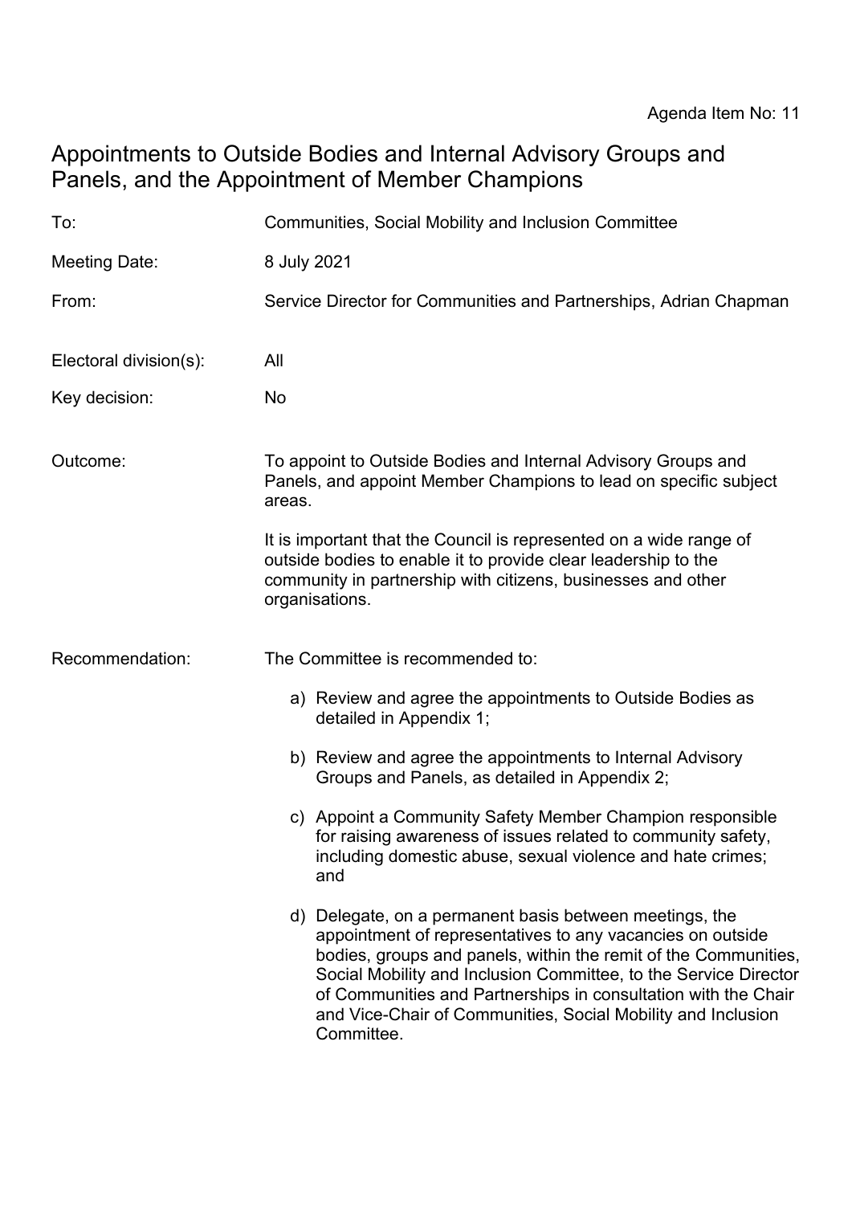Agenda Item No: 11

# Appointments to Outside Bodies and Internal Advisory Groups and Panels, and the Appointment of Member Champions

| | |
|---|---|
| To: | Communities, Social Mobility and Inclusion Committee |
| Meeting Date: | 8 July 2021 |
| From: | Service Director for Communities and Partnerships, Adrian Chapman |
| Electoral division(s): | All |
| Key decision: | No |

Outcome: To appoint to Outside Bodies and Internal Advisory Groups and Panels, and appoint Member Champions to lead on specific subject areas.

It is important that the Council is represented on a wide range of outside bodies to enable it to provide clear leadership to the community in partnership with citizens, businesses and other organisations.

Recommendation: The Committee is recommended to:

a) Review and agree the appointments to Outside Bodies as detailed in Appendix 1;

b) Review and agree the appointments to Internal Advisory Groups and Panels, as detailed in Appendix 2;

c) Appoint a Community Safety Member Champion responsible for raising awareness of issues related to community safety, including domestic abuse, sexual violence and hate crimes; and

d) Delegate, on a permanent basis between meetings, the appointment of representatives to any vacancies on outside bodies, groups and panels, within the remit of the Communities, Social Mobility and Inclusion Committee, to the Service Director of Communities and Partnerships in consultation with the Chair and Vice-Chair of Communities, Social Mobility and Inclusion Committee.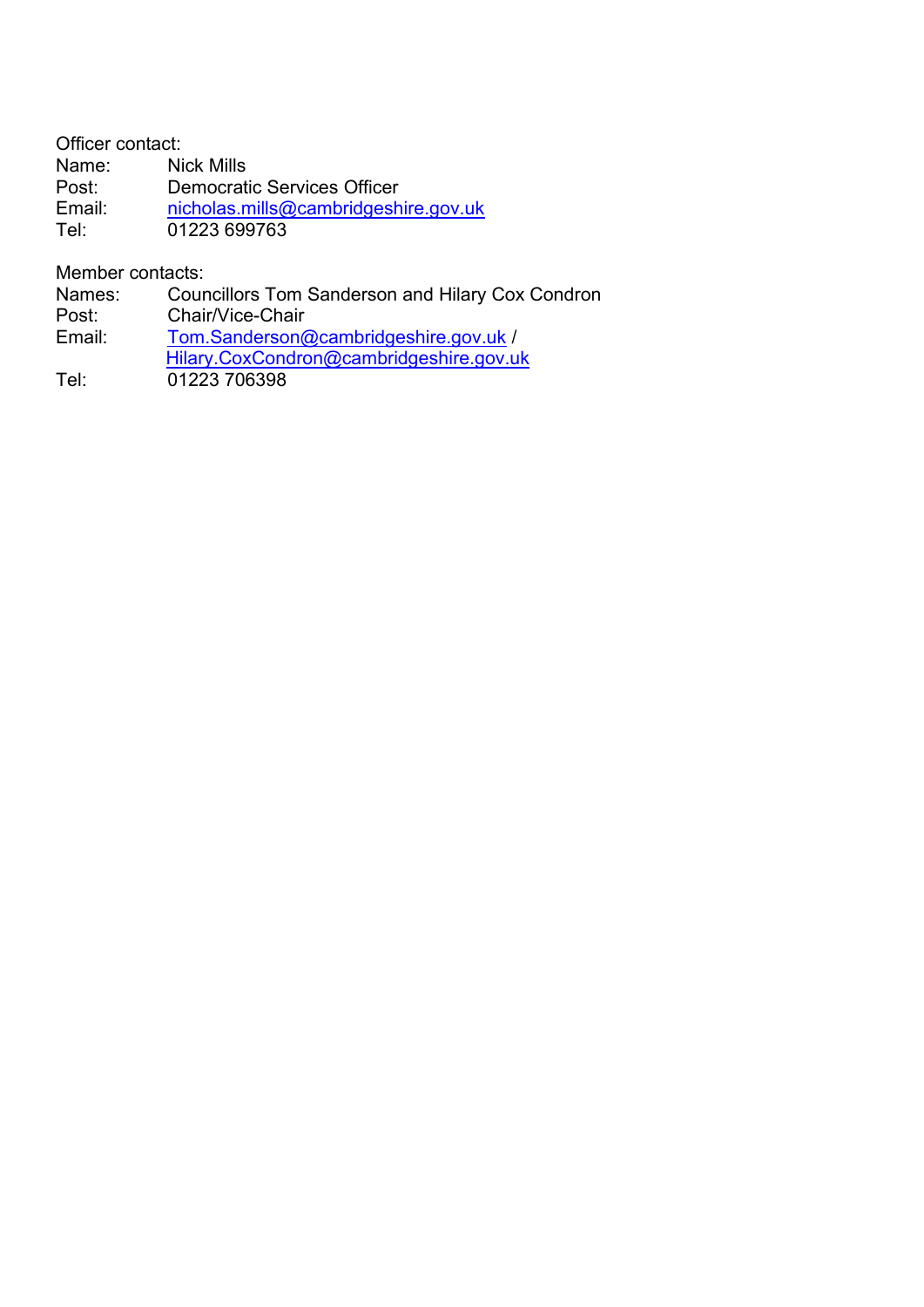Officer contact:

Name: Nick Mills
Post: Democratic Services Officer
Email: nicholas.mills@cambridgeshire.gov.uk
Tel: 01223 699763

Member contacts:

Names: Councillors Tom Sanderson and Hilary Cox Condron
Post: Chair/Vice-Chair
Email: Tom.Sanderson@cambridgeshire.gov.uk / Hilary.CoxCondron@cambridgeshire.gov.uk
Tel: 01223 706398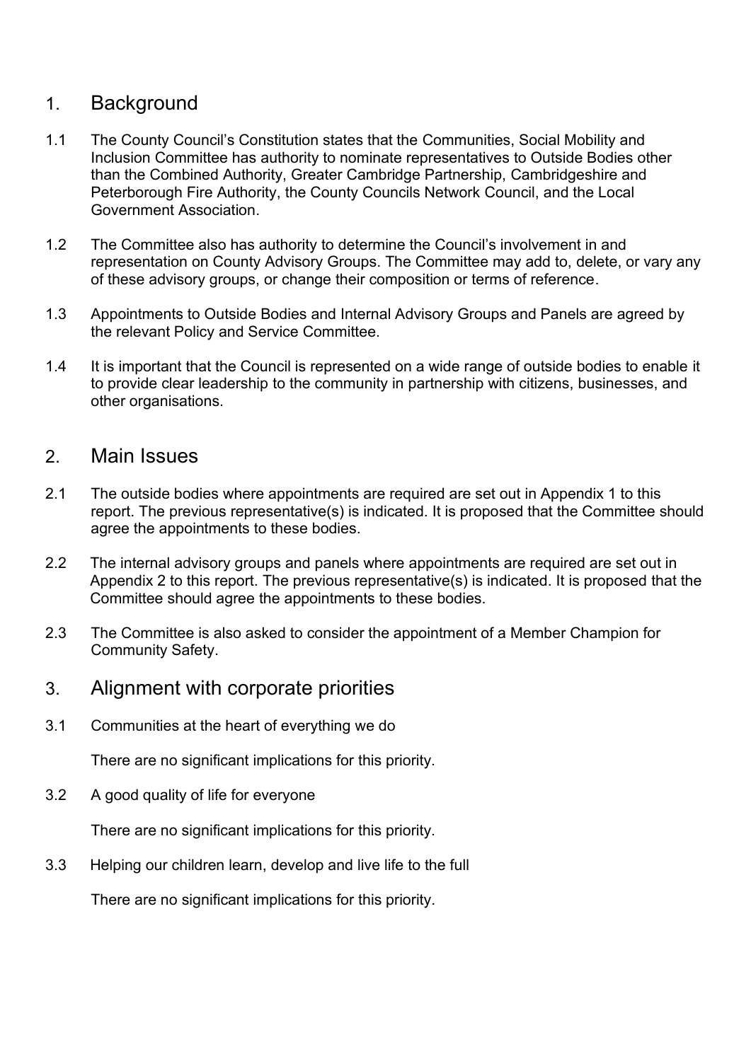## 1. Background

1.1 The County Council's Constitution states that the Communities, Social Mobility and Inclusion Committee has authority to nominate representatives to Outside Bodies other than the Combined Authority, Greater Cambridge Partnership, Cambridgeshire and Peterborough Fire Authority, the County Councils Network Council, and the Local Government Association.

1.2 The Committee also has authority to determine the Council's involvement in and representation on County Advisory Groups. The Committee may add to, delete, or vary any of these advisory groups, or change their composition or terms of reference.

1.3 Appointments to Outside Bodies and Internal Advisory Groups and Panels are agreed by the relevant Policy and Service Committee.

1.4 It is important that the Council is represented on a wide range of outside bodies to enable it to provide clear leadership to the community in partnership with citizens, businesses, and other organisations.

## 2. Main Issues

2.1 The outside bodies where appointments are required are set out in Appendix 1 to this report. The previous representative(s) is indicated. It is proposed that the Committee should agree the appointments to these bodies.

2.2 The internal advisory groups and panels where appointments are required are set out in Appendix 2 to this report. The previous representative(s) is indicated. It is proposed that the Committee should agree the appointments to these bodies.

2.3 The Committee is also asked to consider the appointment of a Member Champion for Community Safety.

## 3. Alignment with corporate priorities

3.1 Communities at the heart of everything we do

There are no significant implications for this priority.

3.2 A good quality of life for everyone

There are no significant implications for this priority.

3.3 Helping our children learn, develop and live life to the full

There are no significant implications for this priority.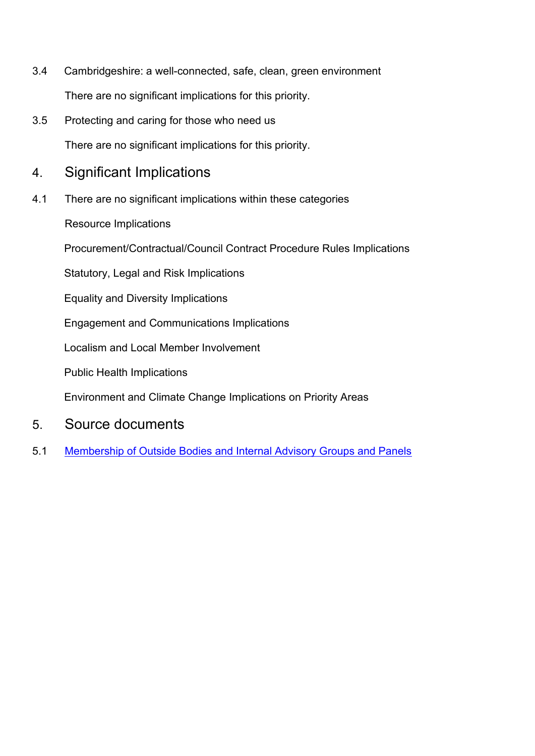3.4 Cambridgeshire: a well-connected, safe, clean, green environment

There are no significant implications for this priority.

3.5 Protecting and caring for those who need us

There are no significant implications for this priority.

## 4. Significant Implications

4.1 There are no significant implications within these categories

Resource Implications

Procurement/Contractual/Council Contract Procedure Rules Implications

Statutory, Legal and Risk Implications

Equality and Diversity Implications

Engagement and Communications Implications

Localism and Local Member Involvement

Public Health Implications

Environment and Climate Change Implications on Priority Areas

## 5. Source documents

5.1 Membership of Outside Bodies and Internal Advisory Groups and Panels